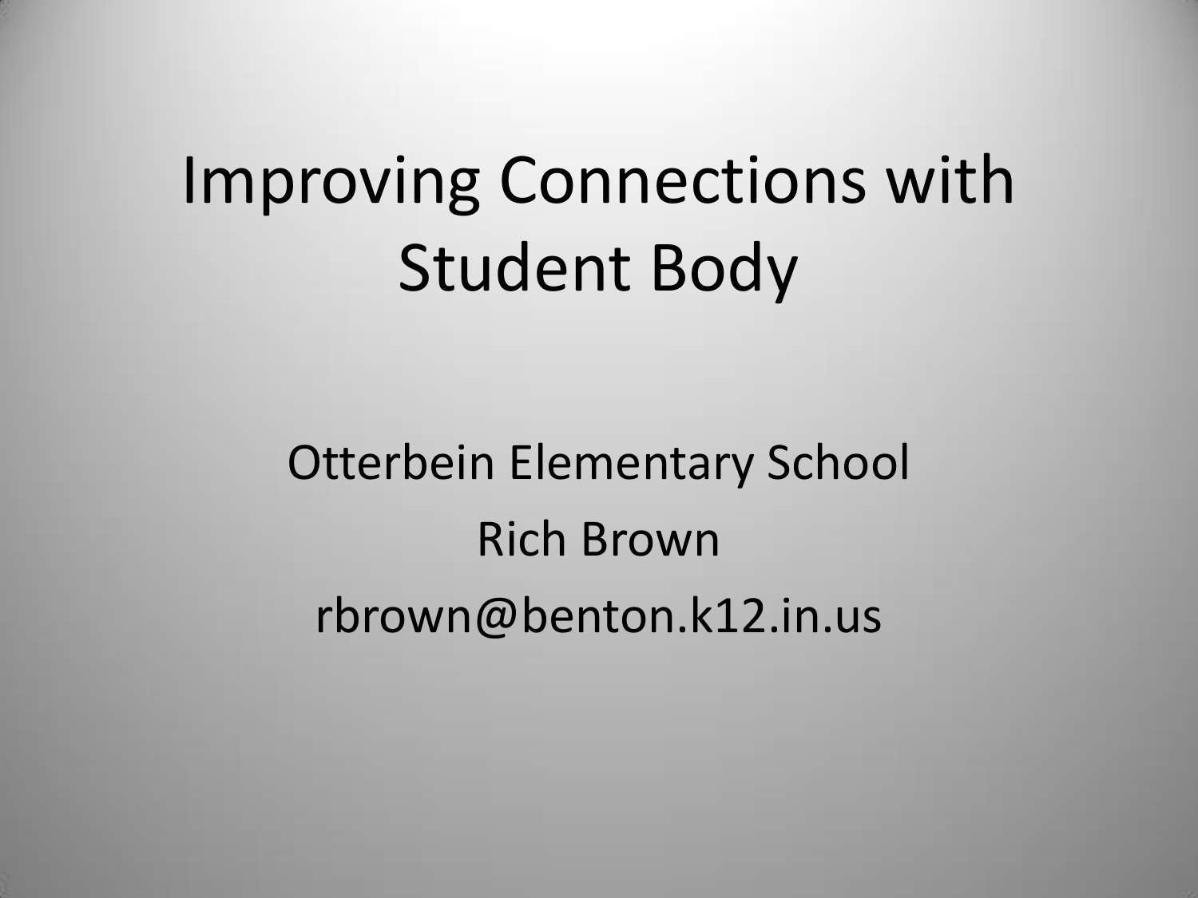# Improving Connections with Student Body

Otterbein Elementary School

Rich Brown

rbrown@benton.k12.in.us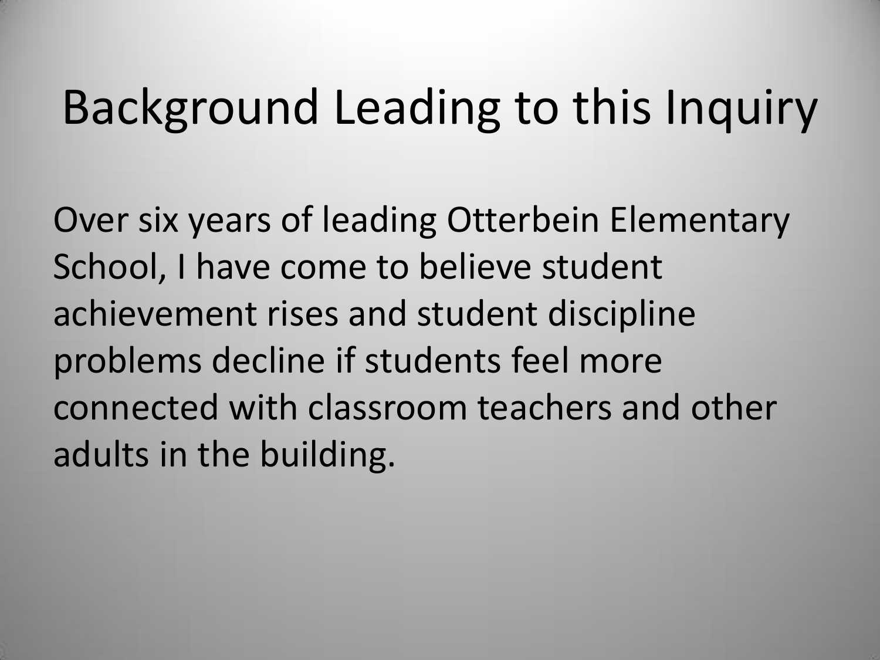# Background Leading to this Inquiry

Over six years of leading Otterbein Elementary School, I have come to believe student achievement rises and student discipline problems decline if students feel more connected with classroom teachers and other adults in the building.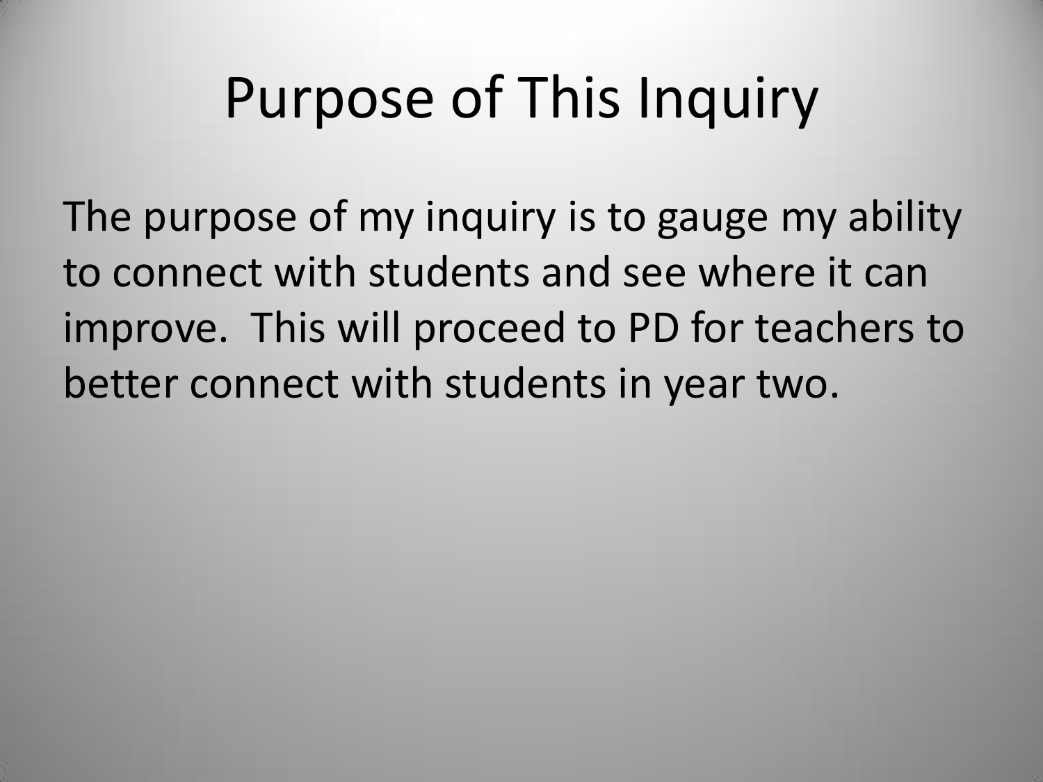# Purpose of This Inquiry

The purpose of my inquiry is to gauge my ability to connect with students and see where it can improve.  This will proceed to PD for teachers to better connect with students in year two.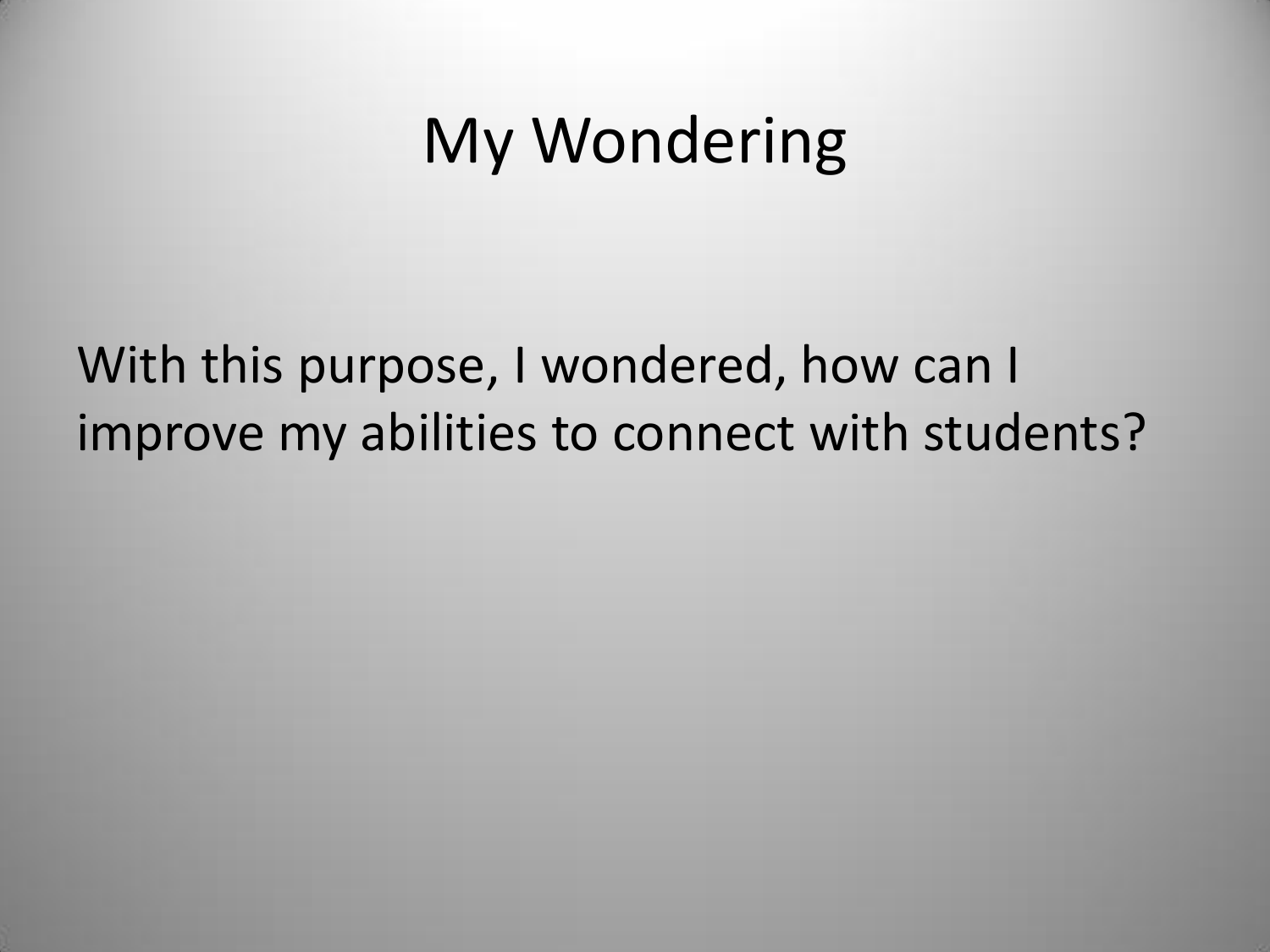# My Wondering

With this purpose, I wondered, how can I improve my abilities to connect with students?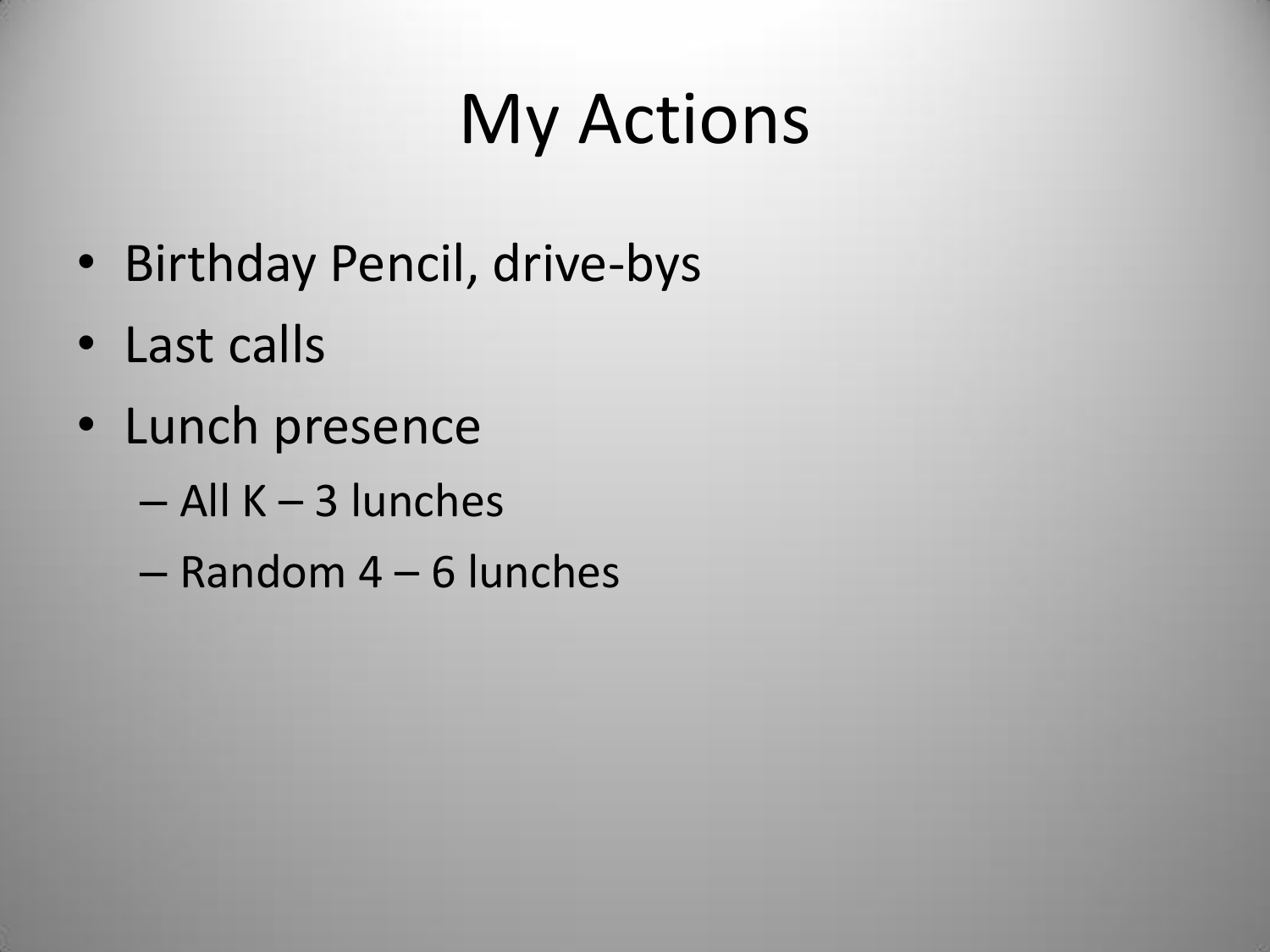# My Actions

- Birthday Pencil, drive-bys
- Last calls
- Lunch presence
  - All K – 3 lunches
  - Random 4 – 6 lunches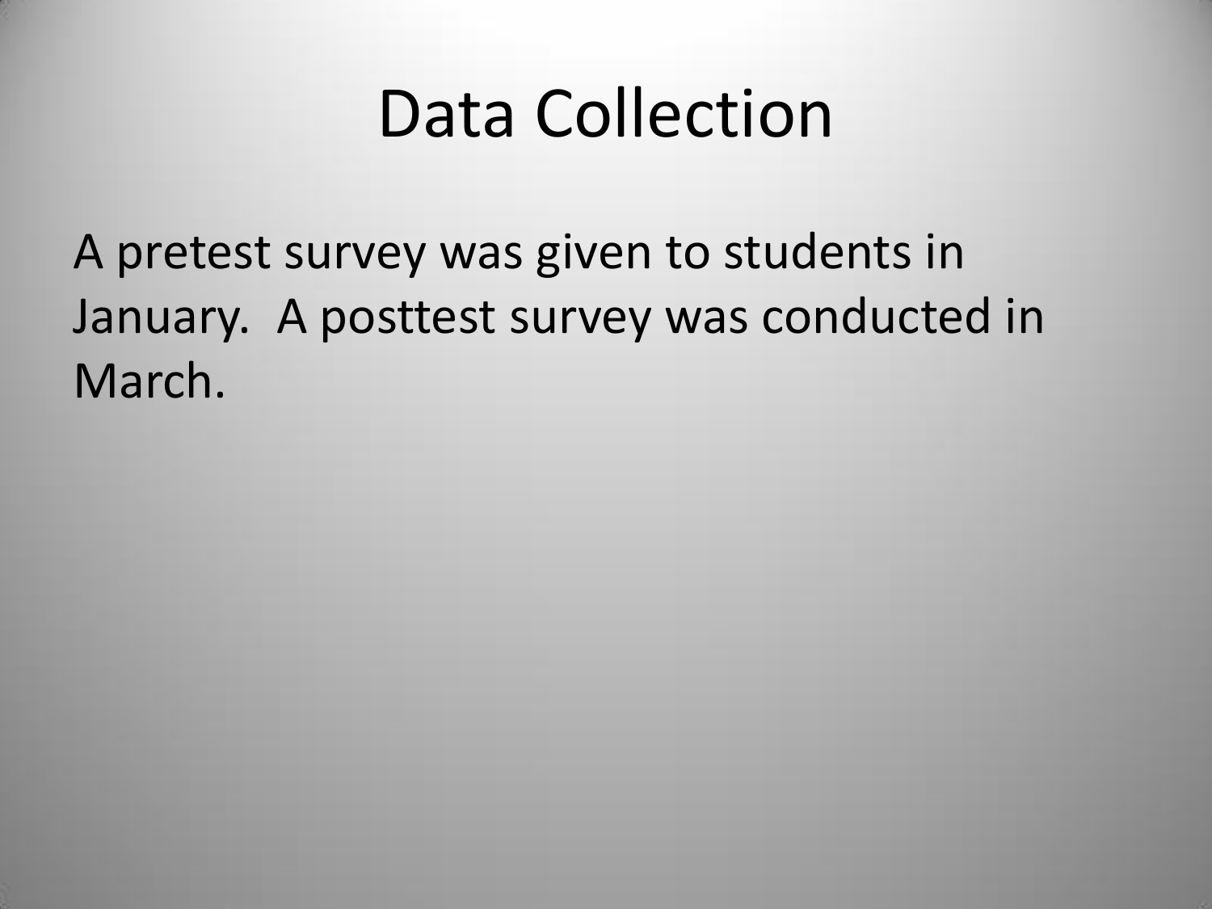# Data Collection

A pretest survey was given to students in January. A posttest survey was conducted in March.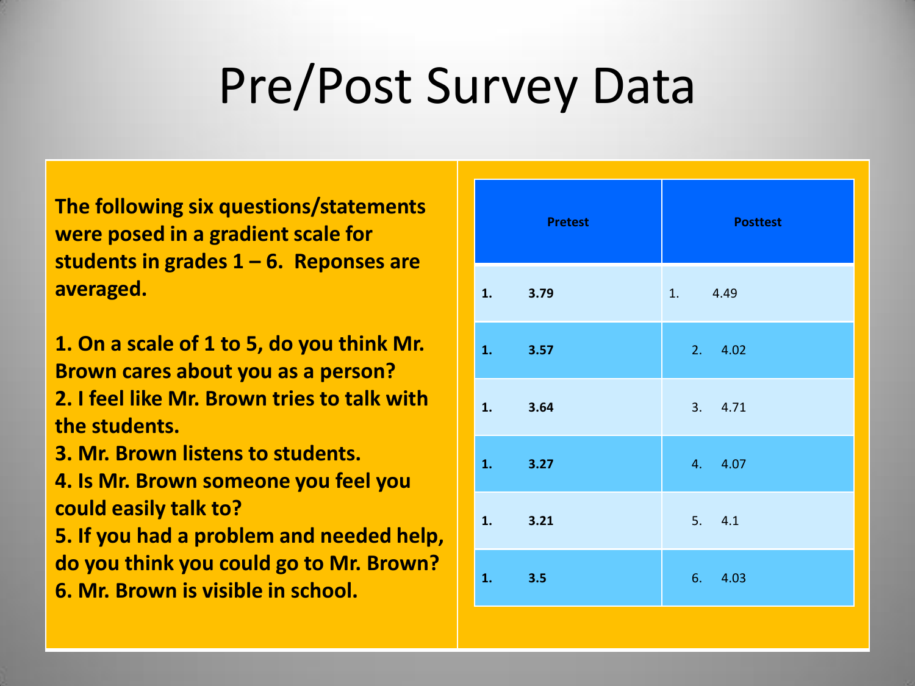# Pre/Post Survey Data

**The following six questions/statements were posed in a gradient scale for students in grades 1 – 6. Reponses are averaged.**

**1. On a scale of 1 to 5, do you think Mr. Brown cares about you as a person?**
**2. I feel like Mr. Brown tries to talk with the students.**
**3. Mr. Brown listens to students.**
**4. Is Mr. Brown someone you feel you could easily talk to?**
**5. If you had a problem and needed help, do you think you could go to Mr. Brown?**
**6. Mr. Brown is visible in school.**

| Pretest | Posttest |
| --- | --- |
| **1. 3.79** | 1. 4.49 |
| **1. 3.57** | 2. 4.02 |
| **1. 3.64** | 3. 4.71 |
| **1. 3.27** | 4. 4.07 |
| **1. 3.21** | 5. 4.1 |
| **1. 3.5** | 6. 4.03 |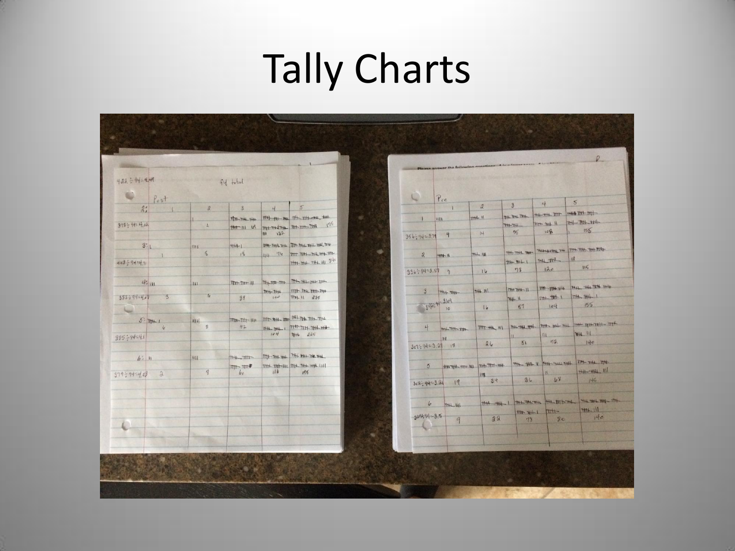# Tally Charts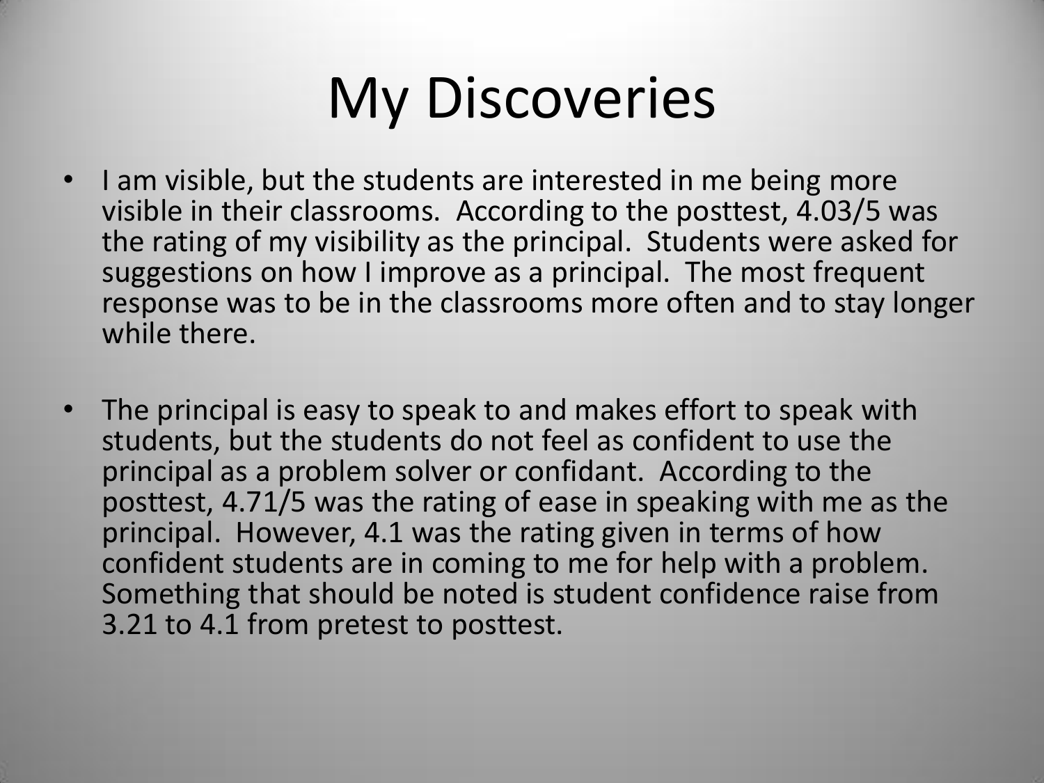# My Discoveries

- I am visible, but the students are interested in me being more visible in their classrooms. According to the posttest, 4.03/5 was the rating of my visibility as the principal. Students were asked for suggestions on how I improve as a principal. The most frequent response was to be in the classrooms more often and to stay longer while there.

- The principal is easy to speak to and makes effort to speak with students, but the students do not feel as confident to use the principal as a problem solver or confidant. According to the posttest, 4.71/5 was the rating of ease in speaking with me as the principal. However, 4.1 was the rating given in terms of how confident students are in coming to me for help with a problem. Something that should be noted is student confidence raise from 3.21 to 4.1 from pretest to posttest.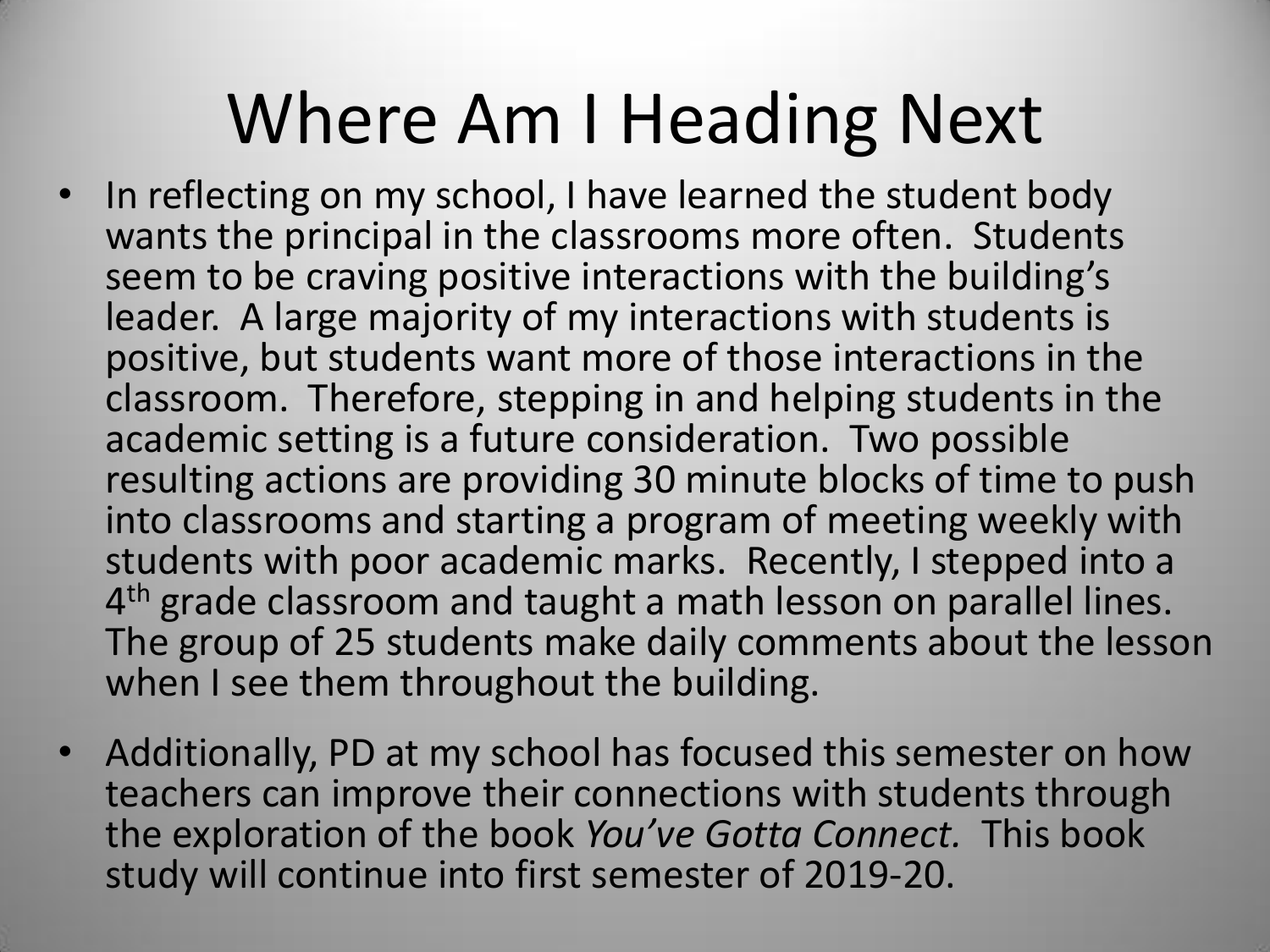# Where Am I Heading Next

- In reflecting on my school, I have learned the student body wants the principal in the classrooms more often. Students seem to be craving positive interactions with the building's leader. A large majority of my interactions with students is positive, but students want more of those interactions in the classroom. Therefore, stepping in and helping students in the academic setting is a future consideration. Two possible resulting actions are providing 30 minute blocks of time to push into classrooms and starting a program of meeting weekly with students with poor academic marks. Recently, I stepped into a 4th grade classroom and taught a math lesson on parallel lines. The group of 25 students make daily comments about the lesson when I see them throughout the building.
- Additionally, PD at my school has focused this semester on how teachers can improve their connections with students through the exploration of the book *You've Gotta Connect.* This book study will continue into first semester of 2019-20.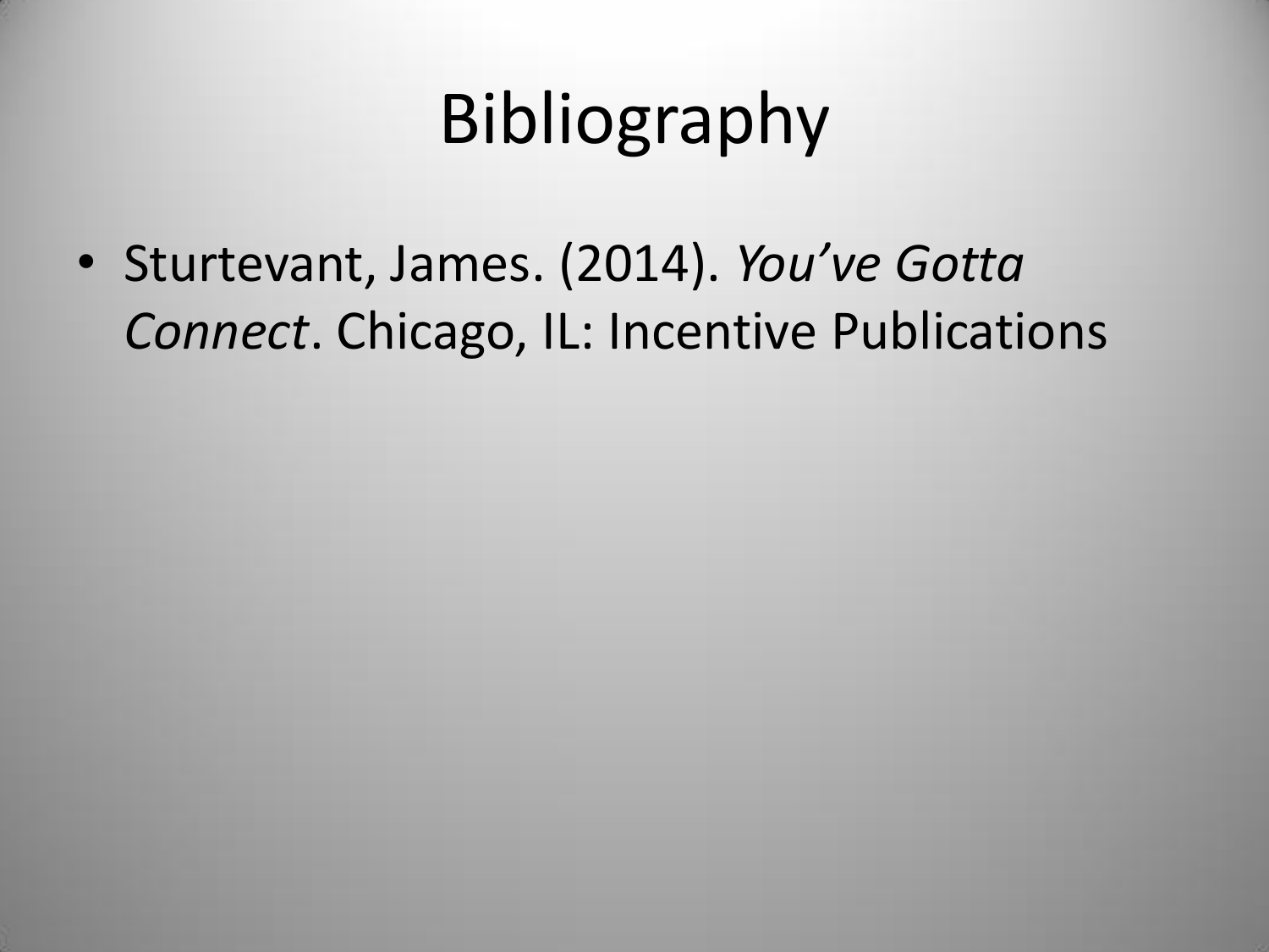# Bibliography

- Sturtevant, James. (2014). *You've Gotta Connect*. Chicago, IL: Incentive Publications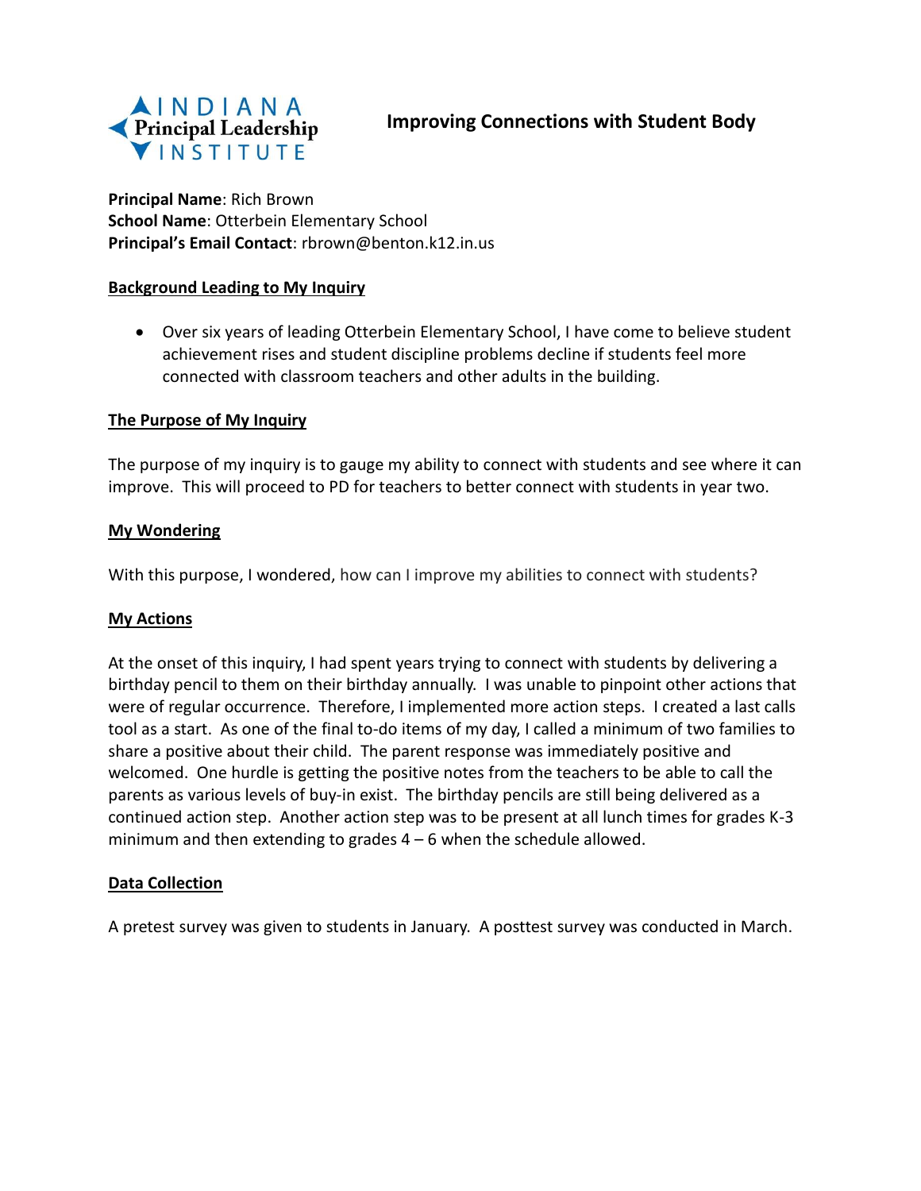INDIANA Principal Leadership INSTITUTE

# Improving Connections with Student Body

**Principal Name**: Rich Brown
**School Name**: Otterbein Elementary School
**Principal's Email Contact**: rbrown@benton.k12.in.us

## Background Leading to My Inquiry

- Over six years of leading Otterbein Elementary School, I have come to believe student achievement rises and student discipline problems decline if students feel more connected with classroom teachers and other adults in the building.

## The Purpose of My Inquiry

The purpose of my inquiry is to gauge my ability to connect with students and see where it can improve. This will proceed to PD for teachers to better connect with students in year two.

## My Wondering

With this purpose, I wondered, how can I improve my abilities to connect with students?

## My Actions

At the onset of this inquiry, I had spent years trying to connect with students by delivering a birthday pencil to them on their birthday annually. I was unable to pinpoint other actions that were of regular occurrence. Therefore, I implemented more action steps. I created a last calls tool as a start. As one of the final to-do items of my day, I called a minimum of two families to share a positive about their child. The parent response was immediately positive and welcomed. One hurdle is getting the positive notes from the teachers to be able to call the parents as various levels of buy-in exist. The birthday pencils are still being delivered as a continued action step. Another action step was to be present at all lunch times for grades K-3 minimum and then extending to grades 4 – 6 when the schedule allowed.

## Data Collection

A pretest survey was given to students in January. A posttest survey was conducted in March.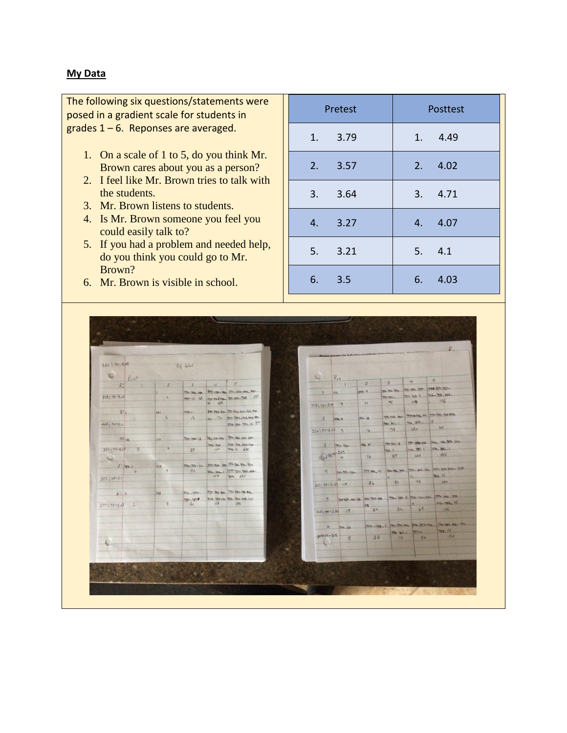**My Data**

The following six questions/statements were posed in a gradient scale for students in grades 1 – 6.  Reponses are averaged.

1. On a scale of 1 to 5, do you think Mr. Brown cares about you as a person?
2. I feel like Mr. Brown tries to talk with the students.
3. Mr. Brown listens to students.
4. Is Mr. Brown someone you feel you could easily talk to?
5. If you had a problem and needed help, do you think you could go to Mr. Brown?
6. Mr. Brown is visible in school.

| Pretest | Posttest |
|---|---|
| 1. 3.79 | 1. 4.49 |
| 2. 3.57 | 2. 4.02 |
| 3. 3.64 | 3. 4.71 |
| 4. 3.27 | 4. 4.07 |
| 5. 3.21 | 5. 4.1 |
| 6. 3.5 | 6. 4.03 |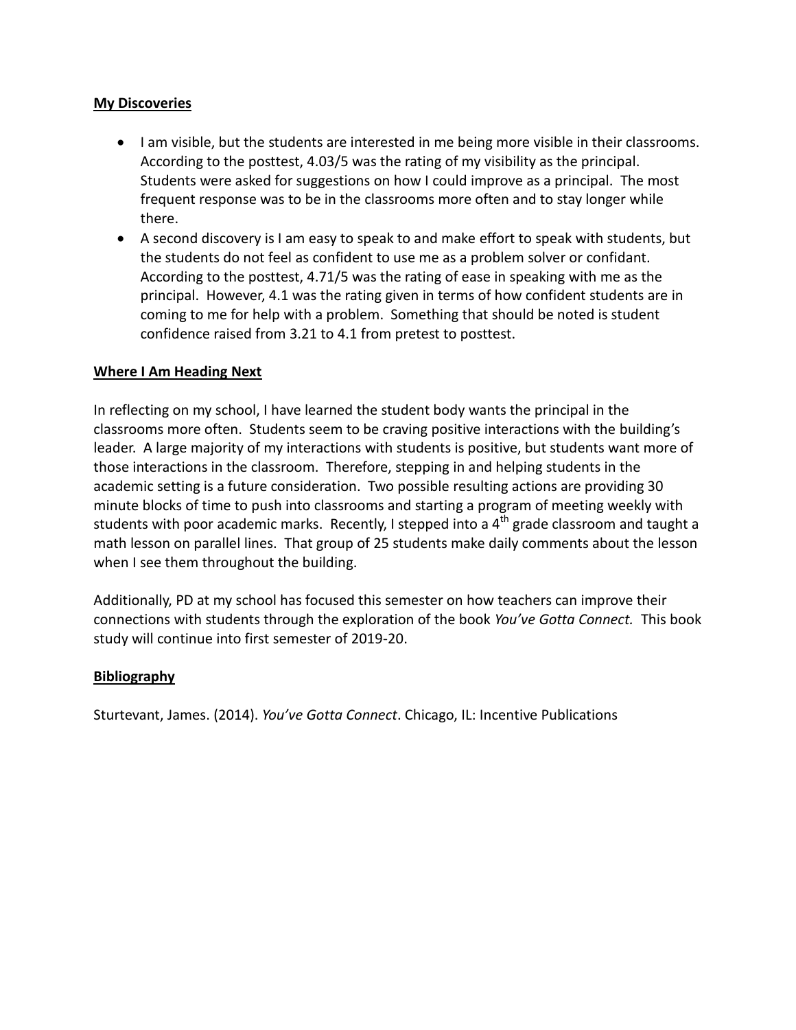**My Discoveries**

- I am visible, but the students are interested in me being more visible in their classrooms. According to the posttest, 4.03/5 was the rating of my visibility as the principal. Students were asked for suggestions on how I could improve as a principal. The most frequent response was to be in the classrooms more often and to stay longer while there.
- A second discovery is I am easy to speak to and make effort to speak with students, but the students do not feel as confident to use me as a problem solver or confidant. According to the posttest, 4.71/5 was the rating of ease in speaking with me as the principal. However, 4.1 was the rating given in terms of how confident students are in coming to me for help with a problem. Something that should be noted is student confidence raised from 3.21 to 4.1 from pretest to posttest.

**Where I Am Heading Next**

In reflecting on my school, I have learned the student body wants the principal in the classrooms more often. Students seem to be craving positive interactions with the building's leader. A large majority of my interactions with students is positive, but students want more of those interactions in the classroom. Therefore, stepping in and helping students in the academic setting is a future consideration. Two possible resulting actions are providing 30 minute blocks of time to push into classrooms and starting a program of meeting weekly with students with poor academic marks. Recently, I stepped into a 4th grade classroom and taught a math lesson on parallel lines. That group of 25 students make daily comments about the lesson when I see them throughout the building.

Additionally, PD at my school has focused this semester on how teachers can improve their connections with students through the exploration of the book *You've Gotta Connect.* This book study will continue into first semester of 2019-20.

**Bibliography**

Sturtevant, James. (2014). *You've Gotta Connect*. Chicago, IL: Incentive Publications